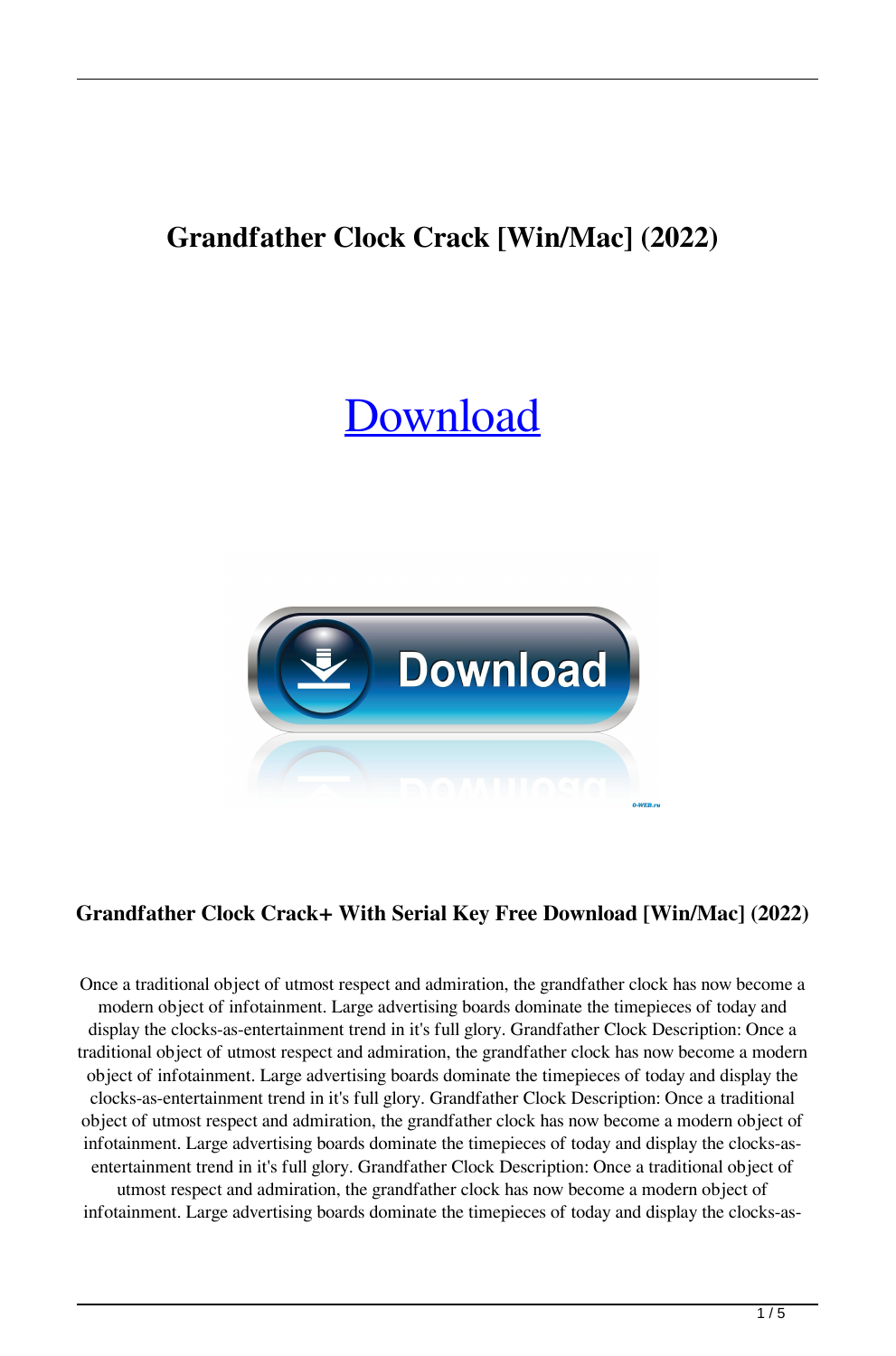# Grandfather Clock Crack [Win/Mac] (2022)

Download

## Grandfather Clock Crack+ With Serial Key Free Download [Win/Mac] (2022)

Once a traditional object of utmost respect and admiration, the grandfather clock has now become a modern object of infotainment. Large advertising boards dominate the timepieces of today and display the clocks-as-entertainment trend in it's full glory. Grandfather Clock Description: Once a traditional object of utmost respect and admiration, the grandfather clock has now become a modern object of infotainment. Large advertising boards dominate the timepieces of today and display the clocks-as-entertainment trend in it's full glory. Grandfather Clock Description: Once a traditional object of utmost respect and admiration, the grandfather clock has now become a modern object of infotainment. Large advertising boards dominate the timepieces of today and display the clocks-as-entertainment trend in it's full glory. Grandfather Clock Description: Once a traditional object of utmost respect and admiration, the grandfather clock has now become a modern object of infotainment. Large advertising boards dominate the timepieces of today and display the clocks-as-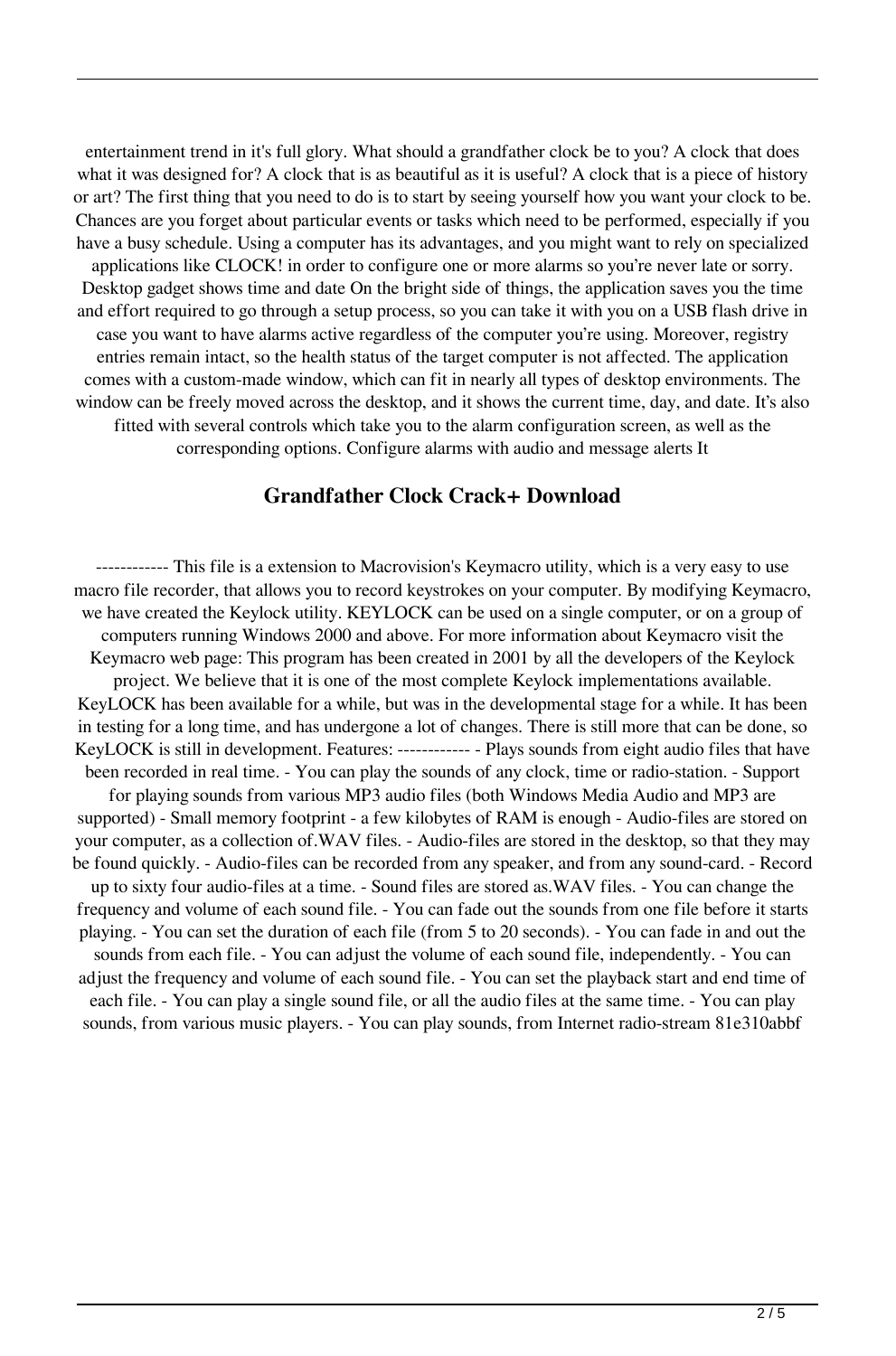entertainment trend in it's full glory. What should a grandfather clock be to you? A clock that does what it was designed for? A clock that is as beautiful as it is useful? A clock that is a piece of history or art? The first thing that you need to do is to start by seeing yourself how you want your clock to be. Chances are you forget about particular events or tasks which need to be performed, especially if you have a busy schedule. Using a computer has its advantages, and you might want to rely on specialized applications like CLOCK! in order to configure one or more alarms so you're never late or sorry. Desktop gadget shows time and date On the bright side of things, the application saves you the time and effort required to go through a setup process, so you can take it with you on a USB flash drive in case you want to have alarms active regardless of the computer you're using. Moreover, registry entries remain intact, so the health status of the target computer is not affected. The application comes with a custom-made window, which can fit in nearly all types of desktop environments. The window can be freely moved across the desktop, and it shows the current time, day, and date. It's also fitted with several controls which take you to the alarm configuration screen, as well as the corresponding options. Configure alarms with audio and message alerts It

## Grandfather Clock Crack+ Download

------------ This file is a extension to Macrovision's Keymacro utility, which is a very easy to use macro file recorder, that allows you to record keystrokes on your computer. By modifying Keymacro, we have created the Keylock utility. KEYLOCK can be used on a single computer, or on a group of computers running Windows 2000 and above. For more information about Keymacro visit the Keymacro web page: This program has been created in 2001 by all the developers of the Keylock project. We believe that it is one of the most complete Keylock implementations available. KeyLOCK has been available for a while, but was in the developmental stage for a while. It has been in testing for a long time, and has undergone a lot of changes. There is still more that can be done, so KeyLOCK is still in development. Features: ------------ - Plays sounds from eight audio files that have been recorded in real time. - You can play the sounds of any clock, time or radio-station. - Support for playing sounds from various MP3 audio files (both Windows Media Audio and MP3 are supported) - Small memory footprint - a few kilobytes of RAM is enough - Audio-files are stored on your computer, as a collection of.WAV files. - Audio-files are stored in the desktop, so that they may be found quickly. - Audio-files can be recorded from any speaker, and from any sound-card. - Record up to sixty four audio-files at a time. - Sound files are stored as.WAV files. - You can change the frequency and volume of each sound file. - You can fade out the sounds from one file before it starts playing. - You can set the duration of each file (from 5 to 20 seconds). - You can fade in and out the sounds from each file. - You can adjust the volume of each sound file, independently. - You can adjust the frequency and volume of each sound file. - You can set the playback start and end time of each file. - You can play a single sound file, or all the audio files at the same time. - You can play sounds, from various music players. - You can play sounds, from Internet radio-stream 81e310abbf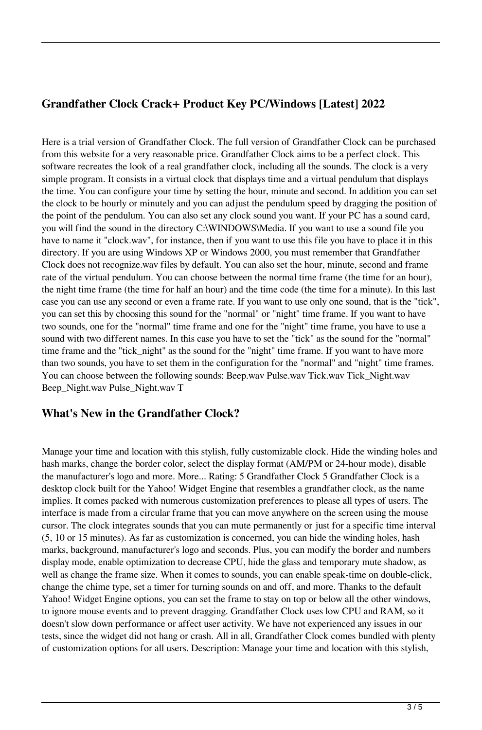## Grandfather Clock Crack+ Product Key PC/Windows [Latest] 2022

Here is a trial version of Grandfather Clock. The full version of Grandfather Clock can be purchased from this website for a very reasonable price. Grandfather Clock aims to be a perfect clock. This software recreates the look of a real grandfather clock, including all the sounds. The clock is a very simple program. It consists in a virtual clock that displays time and a virtual pendulum that displays the time. You can configure your time by setting the hour, minute and second. In addition you can set the clock to be hourly or minutely and you can adjust the pendulum speed by dragging the position of the point of the pendulum. You can also set any clock sound you want. If your PC has a sound card, you will find the sound in the directory C:\WINDOWS\Media. If you want to use a sound file you have to name it "clock.wav", for instance, then if you want to use this file you have to place it in this directory. If you are using Windows XP or Windows 2000, you must remember that Grandfather Clock does not recognize.wav files by default. You can also set the hour, minute, second and frame rate of the virtual pendulum. You can choose between the normal time frame (the time for an hour), the night time frame (the time for half an hour) and the time code (the time for a minute). In this last case you can use any second or even a frame rate. If you want to use only one sound, that is the "tick", you can set this by choosing this sound for the "normal" or "night" time frame. If you want to have two sounds, one for the "normal" time frame and one for the "night" time frame, you have to use a sound with two different names. In this case you have to set the "tick" as the sound for the "normal" time frame and the "tick_night" as the sound for the "night" time frame. If you want to have more than two sounds, you have to set them in the configuration for the "normal" and "night" time frames. You can choose between the following sounds: Beep.wav Pulse.wav Tick.wav Tick_Night.wav Beep_Night.wav Pulse_Night.wav T

## What's New in the Grandfather Clock?

Manage your time and location with this stylish, fully customizable clock. Hide the winding holes and hash marks, change the border color, select the display format (AM/PM or 24-hour mode), disable the manufacturer's logo and more. More... Rating: 5 Grandfather Clock 5 Grandfather Clock is a desktop clock built for the Yahoo! Widget Engine that resembles a grandfather clock, as the name implies. It comes packed with numerous customization preferences to please all types of users. The interface is made from a circular frame that you can move anywhere on the screen using the mouse cursor. The clock integrates sounds that you can mute permanently or just for a specific time interval (5, 10 or 15 minutes). As far as customization is concerned, you can hide the winding holes, hash marks, background, manufacturer's logo and seconds. Plus, you can modify the border and numbers display mode, enable optimization to decrease CPU, hide the glass and temporary mute shadow, as well as change the frame size. When it comes to sounds, you can enable speak-time on double-click, change the chime type, set a timer for turning sounds on and off, and more. Thanks to the default Yahoo! Widget Engine options, you can set the frame to stay on top or below all the other windows, to ignore mouse events and to prevent dragging. Grandfather Clock uses low CPU and RAM, so it doesn't slow down performance or affect user activity. We have not experienced any issues in our tests, since the widget did not hang or crash. All in all, Grandfather Clock comes bundled with plenty of customization options for all users. Description: Manage your time and location with this stylish,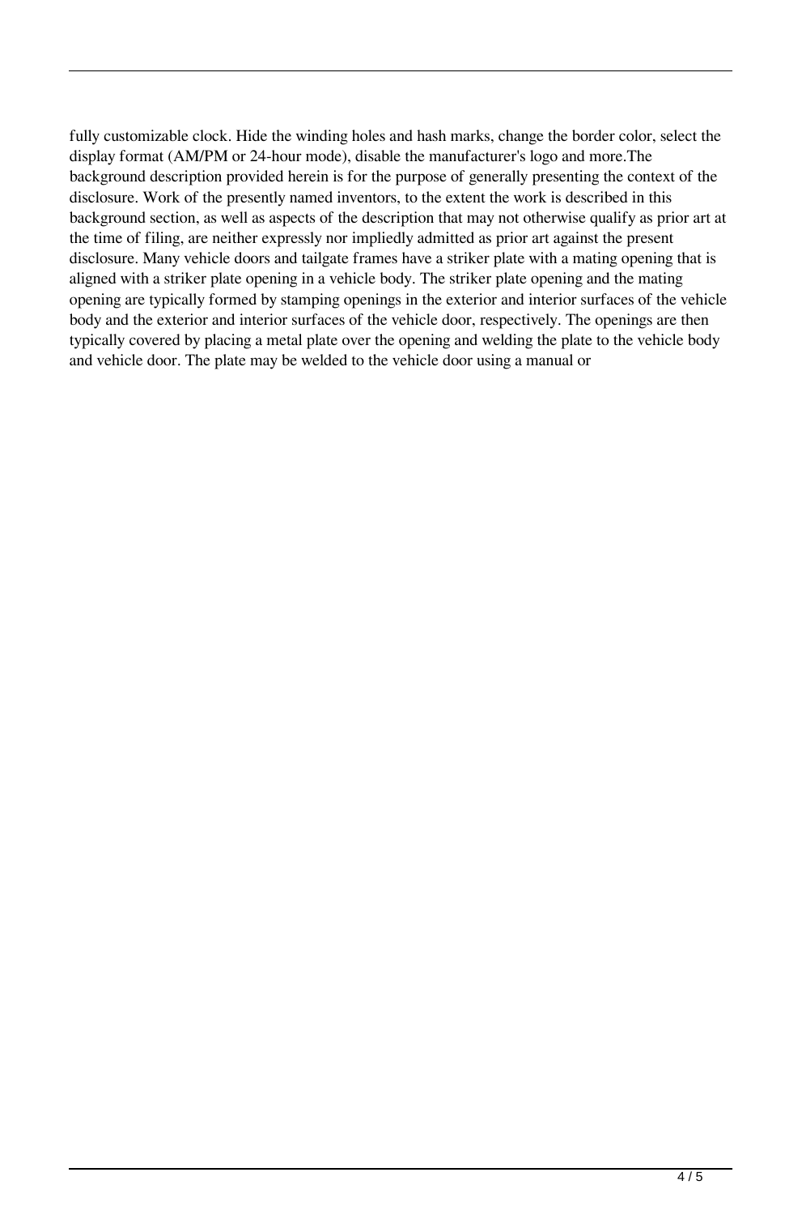fully customizable clock. Hide the winding holes and hash marks, change the border color, select the display format (AM/PM or 24-hour mode), disable the manufacturer's logo and more.The background description provided herein is for the purpose of generally presenting the context of the disclosure. Work of the presently named inventors, to the extent the work is described in this background section, as well as aspects of the description that may not otherwise qualify as prior art at the time of filing, are neither expressly nor impliedly admitted as prior art against the present disclosure. Many vehicle doors and tailgate frames have a striker plate with a mating opening that is aligned with a striker plate opening in a vehicle body. The striker plate opening and the mating opening are typically formed by stamping openings in the exterior and interior surfaces of the vehicle body and the exterior and interior surfaces of the vehicle door, respectively. The openings are then typically covered by placing a metal plate over the opening and welding the plate to the vehicle body and vehicle door. The plate may be welded to the vehicle door using a manual or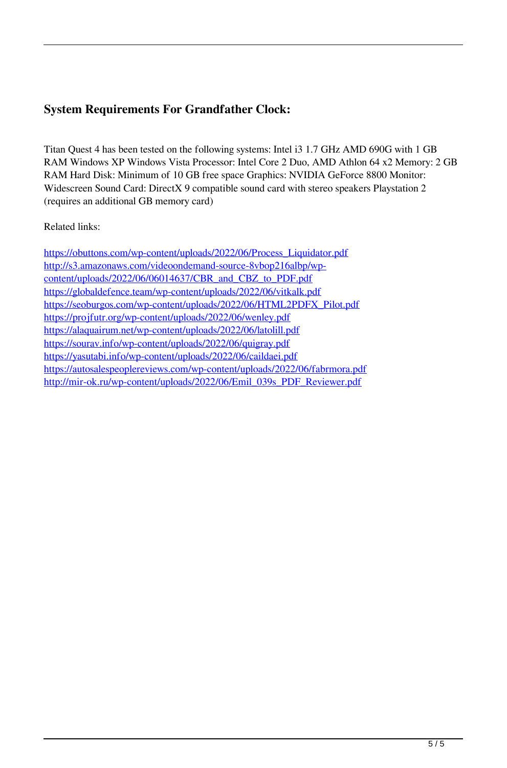## System Requirements For Grandfather Clock:

Titan Quest 4 has been tested on the following systems: Intel i3 1.7 GHz AMD 690G with 1 GB RAM Windows XP Windows Vista Processor: Intel Core 2 Duo, AMD Athlon 64 x2 Memory: 2 GB RAM Hard Disk: Minimum of 10 GB free space Graphics: NVIDIA GeForce 8800 Monitor: Widescreen Sound Card: DirectX 9 compatible sound card with stereo speakers Playstation 2 (requires an additional GB memory card)

Related links:

https://obuttons.com/wp-content/uploads/2022/06/Process_Liquidator.pdf
http://s3.amazonaws.com/videoondemand-source-8vbop216albp/wp-content/uploads/2022/06/06014637/CBR_and_CBZ_to_PDF.pdf
https://globaldefence.team/wp-content/uploads/2022/06/vitkalk.pdf
https://seoburgos.com/wp-content/uploads/2022/06/HTML2PDFX_Pilot.pdf
https://projfutr.org/wp-content/uploads/2022/06/wenley.pdf
https://alaquairum.net/wp-content/uploads/2022/06/latolill.pdf
https://sourav.info/wp-content/uploads/2022/06/quigray.pdf
https://yasutabi.info/wp-content/uploads/2022/06/caildaei.pdf
https://autosalespeoplereviews.com/wp-content/uploads/2022/06/fabrmora.pdf
http://mir-ok.ru/wp-content/uploads/2022/06/Emil_039s_PDF_Reviewer.pdf